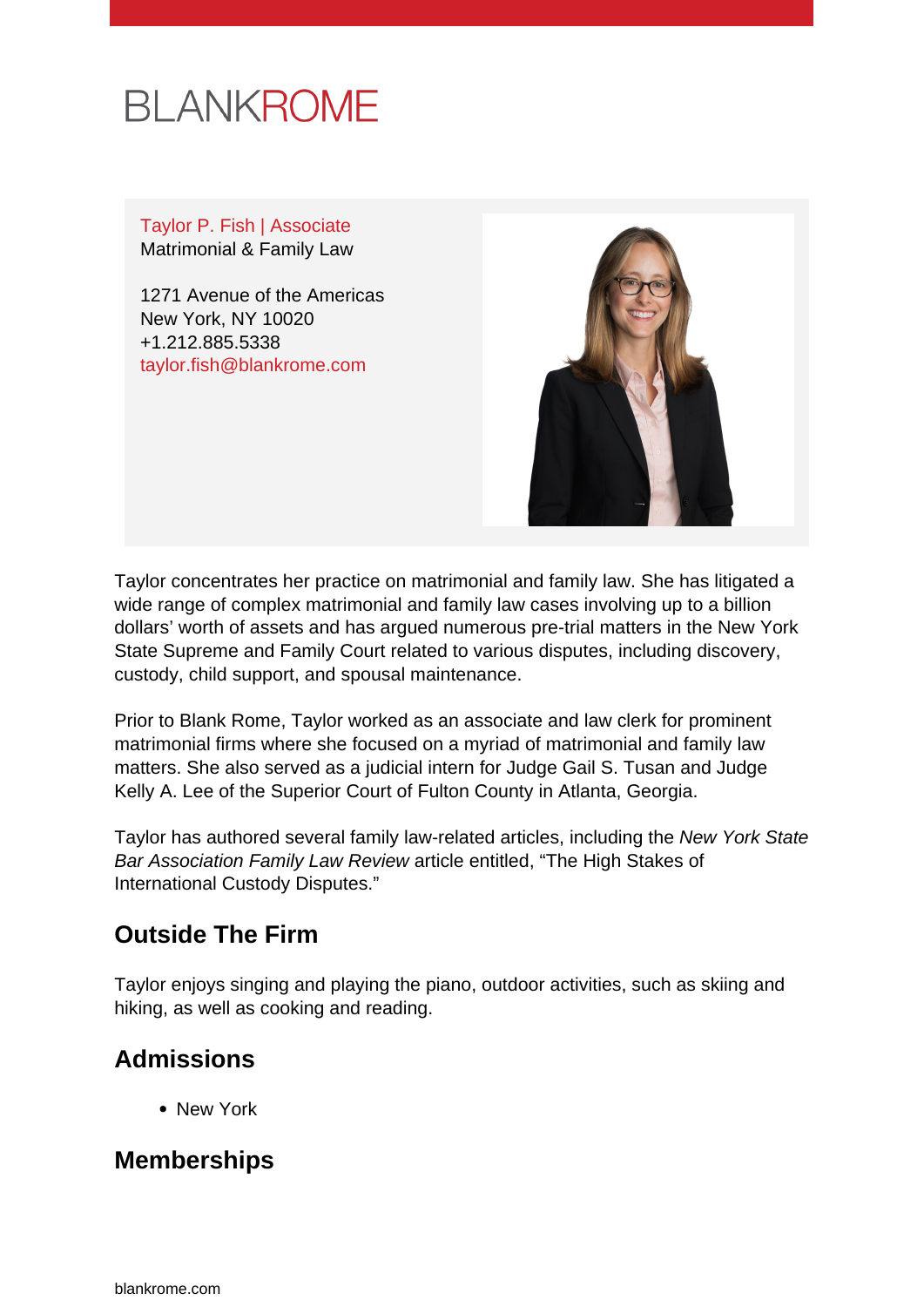BLANKROME

Taylor P. Fish | Associate
Matrimonial & Family Law

1271 Avenue of the Americas
New York, NY 10020
+1.212.885.5338
taylor.fish@blankrome.com

Taylor concentrates her practice on matrimonial and family law. She has litigated a wide range of complex matrimonial and family law cases involving up to a billion dollars' worth of assets and has argued numerous pre-trial matters in the New York State Supreme and Family Court related to various disputes, including discovery, custody, child support, and spousal maintenance.

Prior to Blank Rome, Taylor worked as an associate and law clerk for prominent matrimonial firms where she focused on a myriad of matrimonial and family law matters. She also served as a judicial intern for Judge Gail S. Tusan and Judge Kelly A. Lee of the Superior Court of Fulton County in Atlanta, Georgia.

Taylor has authored several family law-related articles, including the *New York State Bar Association Family Law Review* article entitled, "The High Stakes of International Custody Disputes."

## Outside The Firm

Taylor enjoys singing and playing the piano, outdoor activities, such as skiing and hiking, as well as cooking and reading.

## Admissions

- New York

## Memberships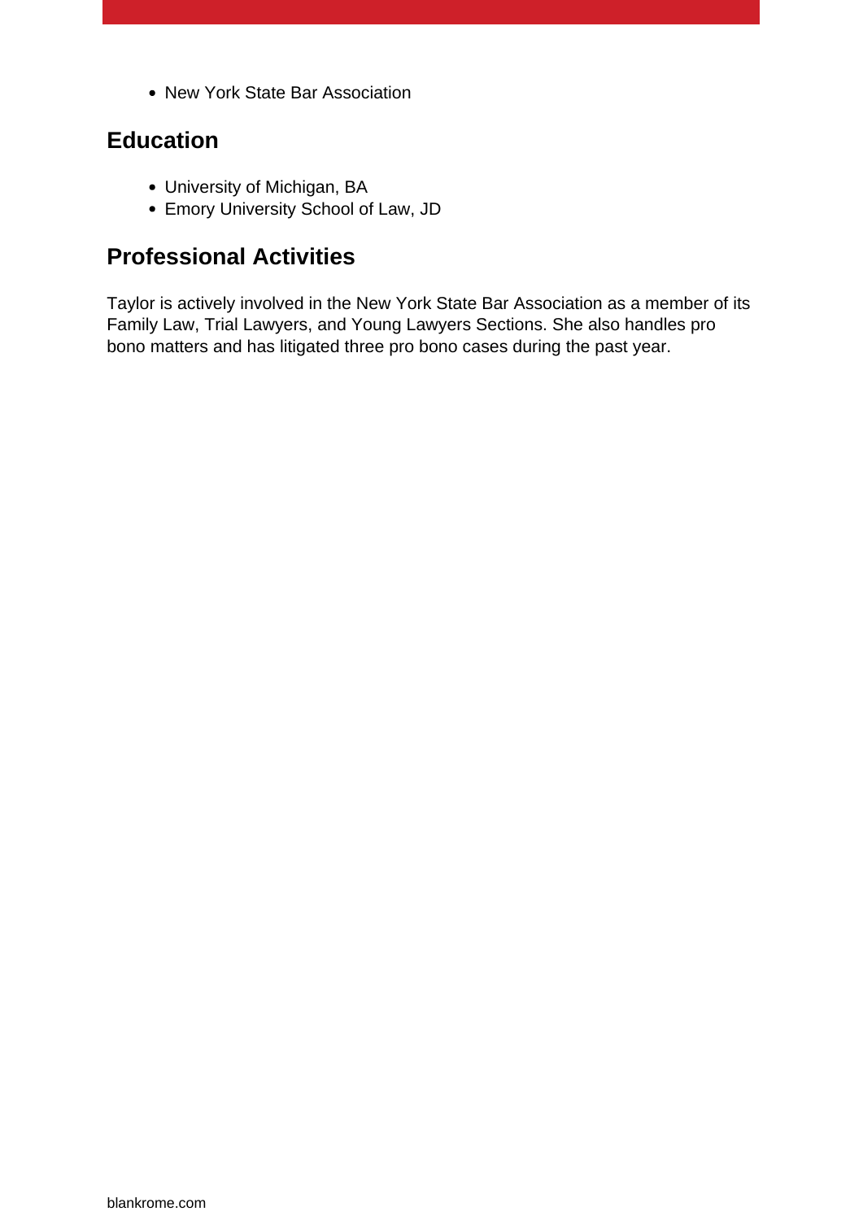- New York State Bar Association

## Education

- University of Michigan, BA
- Emory University School of Law, JD

## Professional Activities

Taylor is actively involved in the New York State Bar Association as a member of its Family Law, Trial Lawyers, and Young Lawyers Sections. She also handles pro bono matters and has litigated three pro bono cases during the past year.